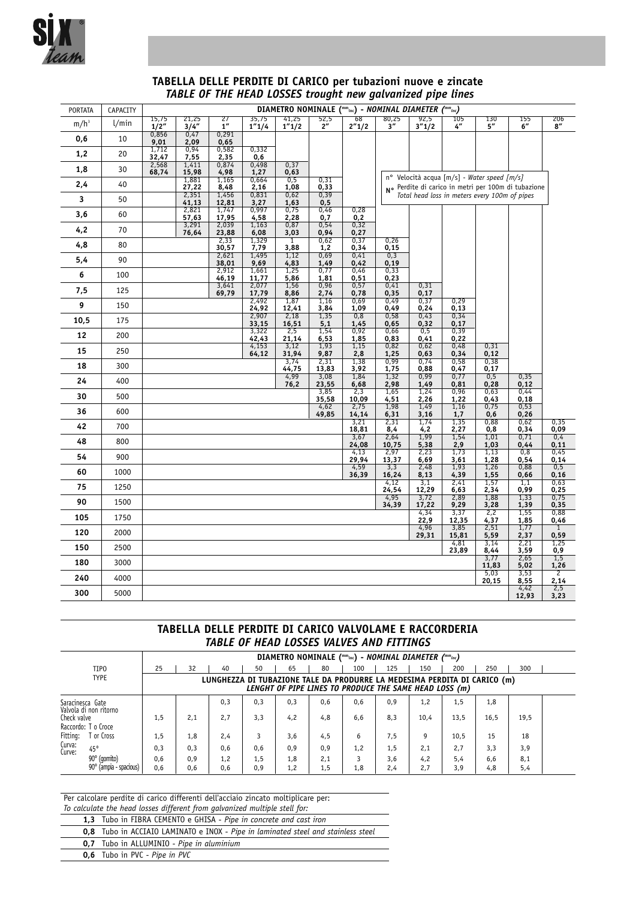## TABELLA DELLE PERDITE DI CARICO per tubazioni nuove e zincate
### *TABLE OF THE HEAD LOSSES trought new galvanized pipe lines*

Each cell: n° Velocità acqua [m/s] - *Water speed [m/s]* / **N°** Perdite di carico in metri per 100m di tubazione - *Total head loss in meters every 100m of pipes*

| PORTATA | CAPACITY | DIAMETRO NOMINALE ($^{mm}$ $_{inc}$) - *NOMINAL DIAMETER ($^{mm}$ $_{inc}$)* | | | | | | | | | | | | |
|---|---|---|---|---|---|---|---|---|---|---|---|---|---|---|
| m³/h | l/min | 15,75 **1/2"** | 21,25 **3/4"** | 27 **1"** | 35,75 **1"1/4** | 41,25 **1"1/2** | 52,5 **2"** | 68 **2"1/2** | 80,25 **3"** | 92,5 **3"1/2** | 105 **4"** | 130 **5"** | 155 **6"** | 206 **8"** |
| **0,6** | 10 | 0,856 / **9,01** | 0,47 / **2,09** | 0,291 / **0,65** | | | | | | | | | | |
| **1,2** | 20 | 1,712 / **32,47** | 0,94 / **7,55** | 0,582 / **2,35** | 0,332 / **0,6** | | | | | | | | | |
| **1,8** | 30 | 2,568 / **68,74** | 1,411 / **15,98** | 0,874 / **4,98** | 0,498 / **1,27** | 0,37 / **0,63** | | | | | | | | |
| **2,4** | 40 | | 1,881 / **27,22** | 1,165 / **8,48** | 0,664 / **2,16** | 0,5 / **1,08** | 0,31 / **0,33** | | | | | | | |
| **3** | 50 | | 2,351 / **41,13** | 1,456 / **12,81** | 0,831 / **3,27** | 0,62 / **1,63** | 0,39 / **0,5** | | | | | | | |
| **3,6** | 60 | | 2,821 / **57,63** | 1,747 / **17,95** | 0,997 / **4,58** | 0,75 / **2,28** | 0,46 / **0,7** | 0,28 / **0,2** | | | | | | |
| **4,2** | 70 | | 3,291 / **76,64** | 2,039 / **23,88** | 1,163 / **6,08** | 0,87 / **3,03** | 0,54 / **0,94** | 0,32 / **0,27** | | | | | | |
| **4,8** | 80 | | | 2,33 / **30,57** | 1,329 / **7,79** | 1 / **3,88** | 0,62 / **1,2** | 0,37 / **0,34** | 0,26 / **0,15** | | | | | |
| **5,4** | 90 | | | 2,621 / **38,01** | 1,495 / **9,69** | 1,12 / **4,83** | 0,69 / **1,49** | 0,41 / **0,42** | 0,3 / **0,19** | | | | | |
| **6** | 100 | | | 2,912 / **46,19** | 1,661 / **11,77** | 1,25 / **5,86** | 0,77 / **1,81** | 0,46 / **0,51** | 0,33 / **0,23** | | | | | |
| **7,5** | 125 | | | 3,641 / **69,79** | 2,077 / **17,79** | 1,56 / **8,86** | 0,96 / **2,74** | 0,57 / **0,78** | 0,41 / **0,35** | 0,31 / **0,17** | | | | |
| **9** | 150 | | | | 2,492 / **24,92** | 1,87 / **12,41** | 1,16 / **3,84** | 0,69 / **1,09** | 0,49 / **0,49** | 0,37 / **0,24** | 0,29 / **0,13** | | | |
| **10,5** | 175 | | | | 2,907 / **33,15** | 2,18 / **16,51** | 1,35 / **5,1** | 0,8 / **1,45** | 0,58 / **0,65** | 0,43 / **0,32** | 0,34 / **0,17** | | | |
| **12** | 200 | | | | 3,322 / **42,43** | 2,5 / **21,14** | 1,54 / **6,53** | 0,92 / **1,85** | 0,66 / **0,83** | 0,5 / **0,41** | 0,39 / **0,22** | | | |
| **15** | 250 | | | | 4,153 / **64,12** | 3,12 / **31,94** | 1,93 / **9,87** | 1,15 / **2,8** | 0,82 / **1,25** | 0,62 / **0,63** | 0,48 / **0,34** | 0,31 / **0,12** | | |
| **18** | 300 | | | | | 3,74 / **44,75** | 2,31 / **13,83** | 1,38 / **3,92** | 0,99 / **1,75** | 0,74 / **0,88** | 0,58 / **0,47** | 0,38 / **0,17** | | |
| **24** | 400 | | | | | 4,99 / **76,2** | 3,08 / **23,55** | 1,84 / **6,68** | 1,32 / **2,98** | 0,99 / **1,49** | 0,77 / **0,81** | 0,5 / **0,28** | 0,35 / **0,12** | |
| **30** | 500 | | | | | | 3,85 / **35,58** | 2,3 / **10,09** | 1,65 / **4,51** | 1,24 / **2,26** | 0,96 / **1,22** | 0,63 / **0,43** | 0,44 / **0,18** | |
| **36** | 600 | | | | | | 4,62 / **49,85** | 2,75 / **14,14** | 1,98 / **6,31** | 1,49 / **3,16** | 1,16 / **1,7** | 0,75 / **0,6** | 0,53 / **0,26** | |
| **42** | 700 | | | | | | | 3,21 / **18,81** | 2,31 / **8,4** | 1,74 / **4,2** | 1,35 / **2,27** | 0,88 / **0,8** | 0,62 / **0,34** | 0,35 / **0,09** |
| **48** | 800 | | | | | | | 3,67 / **24,08** | 2,64 / **10,75** | 1,99 / **5,38** | 1,54 / **2,9** | 1,01 / **1,03** | 0,71 / **0,44** | 0,4 / **0,11** |
| **54** | 900 | | | | | | | 4,13 / **29,94** | 2,97 / **13,37** | 2,23 / **6,69** | 1,73 / **3,61** | 1,13 / **1,28** | 0,8 / **0,54** | 0,45 / **0,14** |
| **60** | 1000 | | | | | | | 4,59 / **36,39** | 3,3 / **16,24** | 2,48 / **8,13** | 1,93 / **4,39** | 1,26 / **1,55** | 0,88 / **0,66** | 0,5 / **0,16** |
| **75** | 1250 | | | | | | | | 4,12 / **24,54** | 3,1 / **12,29** | 2,41 / **6,63** | 1,57 / **2,34** | 1,1 / **0,99** | 0,63 / **0,25** |
| **90** | 1500 | | | | | | | | 4,95 / **34,39** | 3,72 / **17,22** | 2,89 / **9,29** | 1,88 / **3,28** | 1,33 / **1,39** | 0,75 / **0,35** |
| **105** | 1750 | | | | | | | | | 4,34 / **22,9** | 3,37 / **12,35** | 2,2 / **4,37** | 1,55 / **1,85** | 0,88 / **0,46** |
| **120** | 2000 | | | | | | | | | 4,96 / **29,31** | 3,85 / **15,81** | 2,51 / **5,59** | 1,77 / **2,37** | 1 / **0,59** |
| **150** | 2500 | | | | | | | | | | 4,81 / **23,89** | 3,14 / **8,44** | 2,21 / **3,59** | 1,25 / **0,9** |
| **180** | 3000 | | | | | | | | | | | 3,77 / **11,83** | 2,65 / **5,02** | 1,5 / **1,26** |
| **240** | 4000 | | | | | | | | | | | 5,03 / **20,15** | 3,53 / **8,55** | 2 / **2,14** |
| **300** | 5000 | | | | | | | | | | | | 4,42 / **12,93** | 2,5 / **3,23** |

## TABELLA DELLE PERDITE DI CARICO VALVOLAME E RACCORDERIA
### *TABLE OF HEAD LOSSES VALVES AND FITTINGS*

| TIPO / *TYPE* | DIAMETRO NOMINALE ($^{mm}$ $_{inc}$) - *NOMINAL DIAMETER ($^{mm}$ $_{inc}$)* — LUNGHEZZA DI TUBAZIONE TALE DA PRODURRE LA MEDESIMA PERDITA DI CARICO (m) / *LENGHT OF PIPE LINES TO PRODUCE THE SAME HEAD LOSS (m)* | | | | | | | | | | | |
|---|---|---|---|---|---|---|---|---|---|---|---|---|
| | 25 | 32 | 40 | 50 | 65 | 80 | 100 | 125 | 150 | 200 | 250 | 300 |
| Saracinesca Gate | | | 0,3 | 0,3 | 0,3 | 0,6 | 0,6 | 0,9 | 1,2 | 1,5 | 1,8 | |
| Valvola di non ritorno Check valve | 1,5 | 2,1 | 2,7 | 3,3 | 4,2 | 4,8 | 6,6 | 8,3 | 10,4 | 13,5 | 16,5 | 19,5 |
| Raccordo: T o Croce Fitting: T or Cross | 1,5 | 1,8 | 2,4 | 3 | 3,6 | 4,5 | 6 | 7,5 | 9 | 10,5 | 15 | 18 |
| Curva: Curve: 45° | 0,3 | 0,3 | 0,6 | 0,6 | 0,9 | 0,9 | 1,2 | 1,5 | 2,1 | 2,7 | 3,3 | 3,9 |
| 90° (gomito) | 0,6 | 0,9 | 1,2 | 1,5 | 1,8 | 2,1 | 3 | 3,6 | 4,2 | 5,4 | 6,6 | 8,1 |
| 90° (ampia - spacious) | 0,6 | 0,6 | 0,6 | 0,9 | 1,2 | 1,5 | 1,8 | 2,4 | 2,7 | 3,9 | 4,8 | 5,4 |

Per calcolare perdite di carico differenti dell'acciaio zincato moltiplicare per:
*To calculate the head losses different from galvanized multiple stell for:*

- **1,3** Tubo in FIBRA CEMENTO e GHISA - *Pipe in concrete and cast iron*
- **0,8** Tubo in ACCIAIO LAMINATO e INOX - *Pipe in laminated steel and stainless steel*
- **0,7** Tubo in ALLUMINIO - *Pipe in aluminium*
- **0,6** Tubo in PVC - *Pipe in PVC*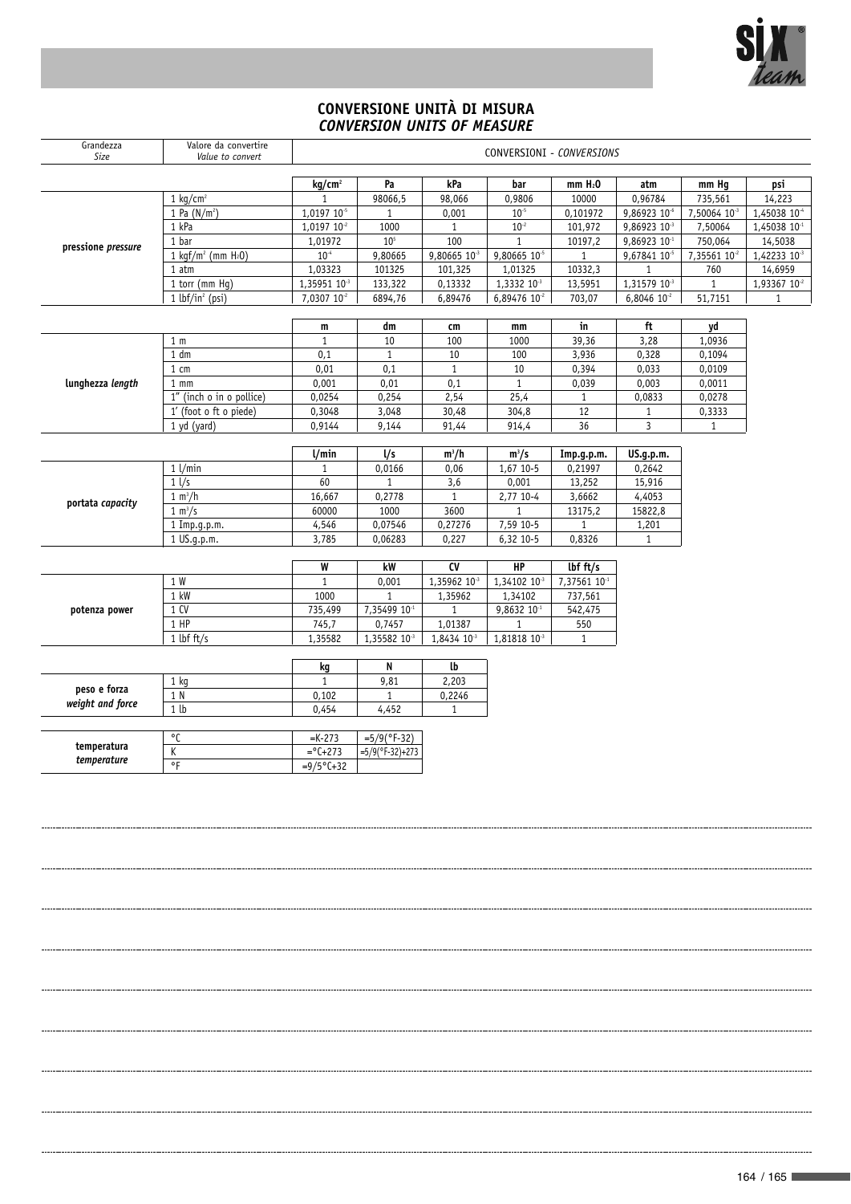## CONVERSIONE UNITÀ DI MISURA
## *CONVERSION UNITS OF MEASURE*

| Grandezza *Size* | Valore da convertire *Value to convert* | CONVERSIONI - *CONVERSIONS* | | | | | | | |
|---|---|---|---|---|---|---|---|---|---|
| | | **kg/cm²** | **Pa** | **kPa** | **bar** | **mm H₂O** | **atm** | **mm Hg** | **psi** |
| **pressione *pressure*** | 1 kg/cm² | 1 | 98066,5 | 98,066 | 0,9806 | 10000 | 0,96784 | 735,561 | 14,223 |
| | 1 Pa (N/m²) | $1{,}0197\ 10^{-5}$ | 1 | 0,001 | $10^{-5}$ | 0,101972 | $9{,}86923\ 10^{-6}$ | $7{,}50064\ 10^{-3}$ | $1{,}45038\ 10^{-4}$ |
| | 1 kPa | $1{,}0197\ 10^{-2}$ | 1000 | 1 | $10^{-2}$ | 101,972 | $9{,}86923\ 10^{-3}$ | 7,50064 | $1{,}45038\ 10^{-1}$ |
| | 1 bar | 1,01972 | $10^{5}$ | 100 | 1 | 10197,2 | $9{,}86923\ 10^{-1}$ | 750,064 | 14,5038 |
| | 1 kgf/m² (mm H₂O) | $10^{-4}$ | 9,80665 | $9{,}80665\ 10^{-3}$ | $9{,}80665\ 10^{-5}$ | 1 | $9{,}67841\ 10^{-5}$ | $7{,}35561\ 10^{-2}$ | $1{,}42233\ 10^{-3}$ |
| | 1 atm | 1,03323 | 101325 | 101,325 | 1,01325 | 10332,3 | 1 | 760 | 14,6959 |
| | 1 torr (mm Hg) | $1{,}35951\ 10^{-3}$ | 133,322 | 0,13332 | $1{,}3332\ 10^{-3}$ | 13,5951 | $1{,}31579\ 10^{-3}$ | 1 | $1{,}93367\ 10^{-2}$ |
| | 1 lbf/in² (psi) | $7{,}0307\ 10^{-2}$ | 6894,76 | 6,89476 | $6{,}89476\ 10^{-2}$ | 703,07 | $6{,}8046\ 10^{-2}$ | 51,7151 | 1 |

| | | **m** | **dm** | **cm** | **mm** | **in** | **ft** | **yd** |
|---|---|---|---|---|---|---|---|---|
| **lunghezza *length*** | 1 m | 1 | 10 | 100 | 1000 | 39,36 | 3,28 | 1,0936 |
| | 1 dm | 0,1 | 1 | 10 | 100 | 3,936 | 0,328 | 0,1094 |
| | 1 cm | 0,01 | 0,1 | 1 | 10 | 0,394 | 0,033 | 0,0109 |
| | 1 mm | 0,001 | 0,01 | 0,1 | 1 | 0,039 | 0,003 | 0,0011 |
| | 1" (inch o in o pollice) | 0,0254 | 0,254 | 2,54 | 25,4 | 1 | 0,0833 | 0,0278 |
| | 1' (foot o ft o piede) | 0,3048 | 3,048 | 30,48 | 304,8 | 12 | 1 | 0,3333 |
| | 1 yd (yard) | 0,9144 | 9,144 | 91,44 | 914,4 | 36 | 3 | 1 |

| | | **l/min** | **l/s** | **m³/h** | **m³/s** | **Imp.g.p.m.** | **US.g.p.m.** |
|---|---|---|---|---|---|---|---|
| **portata *capacity*** | 1 l/min | 1 | 0,0166 | 0,06 | 1,67 10-5 | 0,21997 | 0,2642 |
| | 1 l/s | 60 | 1 | 3,6 | 0,001 | 13,252 | 15,916 |
| | 1 m³/h | 16,667 | 0,2778 | 1 | 2,77 10-4 | 3,6662 | 4,4053 |
| | 1 m³/s | 60000 | 1000 | 3600 | 1 | 13175,2 | 15822,8 |
| | 1 Imp.g.p.m. | 4,546 | 0,07546 | 0,27276 | 7,59 10-5 | 1 | 1,201 |
| | 1 US.g.p.m. | 3,785 | 0,06283 | 0,227 | 6,32 10-5 | 0,8326 | 1 |

| | | **W** | **kW** | **CV** | **HP** | **lbf ft/s** |
|---|---|---|---|---|---|---|
| **potenza power** | 1 W | 1 | 0,001 | $1{,}35962\ 10^{-3}$ | $1{,}34102\ 10^{-3}$ | $7{,}37561\ 10^{-1}$ |
| | 1 kW | 1000 | 1 | 1,35962 | 1,34102 | 737,561 |
| | 1 CV | 735,499 | $7{,}35499\ 10^{-1}$ | 1 | $9{,}8632\ 10^{-1}$ | 542,475 |
| | 1 HP | 745,7 | 0,7457 | 1,01387 | 1 | 550 |
| | 1 lbf ft/s | 1,35582 | $1{,}35582\ 10^{-3}$ | $1{,}8434\ 10^{-3}$ | $1{,}81818\ 10^{-3}$ | 1 |

| | | **kg** | **N** | **lb** |
|---|---|---|---|---|
| **peso e forza *weight and force*** | 1 kg | 1 | 9,81 | 2,203 |
| | 1 N | 0,102 | 1 | 0,2246 |
| | 1 lb | 0,454 | 4,452 | 1 |

| | | | |
|---|---|---|---|
| **temperatura *temperature*** | °C | =K-273 | =5/9(°F-32) |
| | K | =°C+273 | =5/9(°F-32)+273 |
| | °F | =9/5°C+32 | |